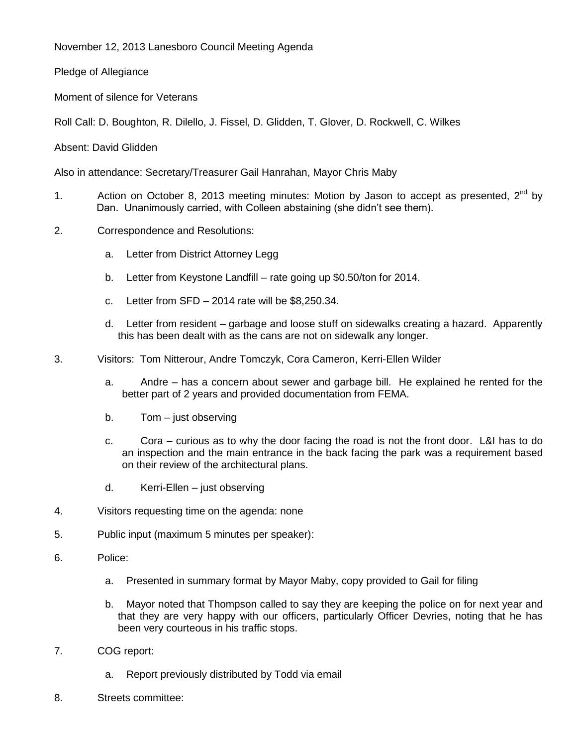November 12, 2013 Lanesboro Council Meeting Agenda

Pledge of Allegiance

Moment of silence for Veterans

Roll Call: D. Boughton, R. Dilello, J. Fissel, D. Glidden, T. Glover, D. Rockwell, C. Wilkes

Absent: David Glidden

Also in attendance: Secretary/Treasurer Gail Hanrahan, Mayor Chris Maby

1. Action on October 8, 2013 meeting minutes: Motion by Jason to accept as presented, 2nd by Dan. Unanimously carried, with Colleen abstaining (she didn't see them).

2. Correspondence and Resolutions:

   a. Letter from District Attorney Legg

   b. Letter from Keystone Landfill – rate going up $0.50/ton for 2014.

   c. Letter from SFD – 2014 rate will be $8,250.34.

   d. Letter from resident – garbage and loose stuff on sidewalks creating a hazard. Apparently this has been dealt with as the cans are not on sidewalk any longer.

3. Visitors: Tom Nitterour, Andre Tomczyk, Cora Cameron, Kerri-Ellen Wilder

   a. Andre – has a concern about sewer and garbage bill. He explained he rented for the better part of 2 years and provided documentation from FEMA.

   b. Tom – just observing

   c. Cora – curious as to why the door facing the road is not the front door. L&I has to do an inspection and the main entrance in the back facing the park was a requirement based on their review of the architectural plans.

   d. Kerri-Ellen – just observing

4. Visitors requesting time on the agenda: none

5. Public input (maximum 5 minutes per speaker):

6. Police:

   a. Presented in summary format by Mayor Maby, copy provided to Gail for filing

   b. Mayor noted that Thompson called to say they are keeping the police on for next year and that they are very happy with our officers, particularly Officer Devries, noting that he has been very courteous in his traffic stops.

7. COG report:

   a. Report previously distributed by Todd via email

8. Streets committee: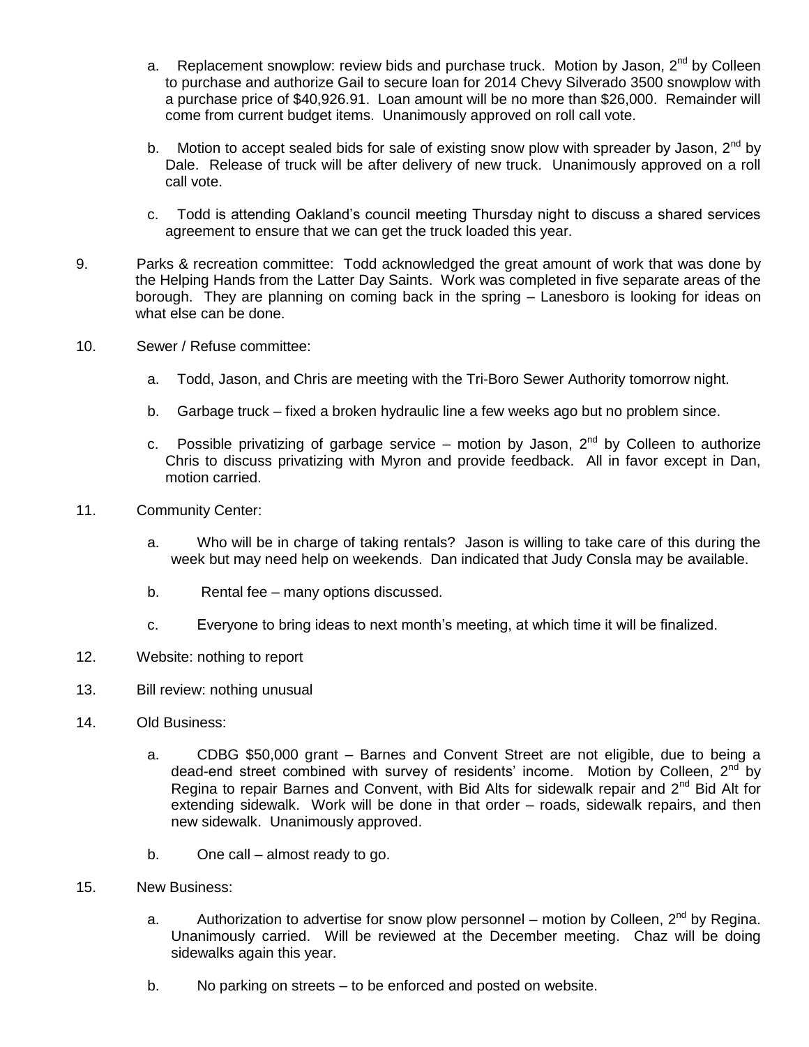a. Replacement snowplow: review bids and purchase truck. Motion by Jason, 2nd by Colleen to purchase and authorize Gail to secure loan for 2014 Chevy Silverado 3500 snowplow with a purchase price of $40,926.91. Loan amount will be no more than $26,000. Remainder will come from current budget items. Unanimously approved on roll call vote.

b. Motion to accept sealed bids for sale of existing snow plow with spreader by Jason, 2nd by Dale. Release of truck will be after delivery of new truck. Unanimously approved on a roll call vote.

c. Todd is attending Oakland's council meeting Thursday night to discuss a shared services agreement to ensure that we can get the truck loaded this year.

9. Parks & recreation committee: Todd acknowledged the great amount of work that was done by the Helping Hands from the Latter Day Saints. Work was completed in five separate areas of the borough. They are planning on coming back in the spring – Lanesboro is looking for ideas on what else can be done.

10. Sewer / Refuse committee:

   a. Todd, Jason, and Chris are meeting with the Tri-Boro Sewer Authority tomorrow night.

   b. Garbage truck – fixed a broken hydraulic line a few weeks ago but no problem since.

   c. Possible privatizing of garbage service – motion by Jason, 2nd by Colleen to authorize Chris to discuss privatizing with Myron and provide feedback. All in favor except in Dan, motion carried.

11. Community Center:

   a. Who will be in charge of taking rentals? Jason is willing to take care of this during the week but may need help on weekends. Dan indicated that Judy Consla may be available.

   b. Rental fee – many options discussed.

   c. Everyone to bring ideas to next month's meeting, at which time it will be finalized.

12. Website: nothing to report

13. Bill review: nothing unusual

14. Old Business:

   a. CDBG $50,000 grant – Barnes and Convent Street are not eligible, due to being a dead-end street combined with survey of residents' income. Motion by Colleen, 2nd by Regina to repair Barnes and Convent, with Bid Alts for sidewalk repair and 2nd Bid Alt for extending sidewalk. Work will be done in that order – roads, sidewalk repairs, and then new sidewalk. Unanimously approved.

   b. One call – almost ready to go.

15. New Business:

   a. Authorization to advertise for snow plow personnel – motion by Colleen, 2nd by Regina. Unanimously carried. Will be reviewed at the December meeting. Chaz will be doing sidewalks again this year.

   b. No parking on streets – to be enforced and posted on website.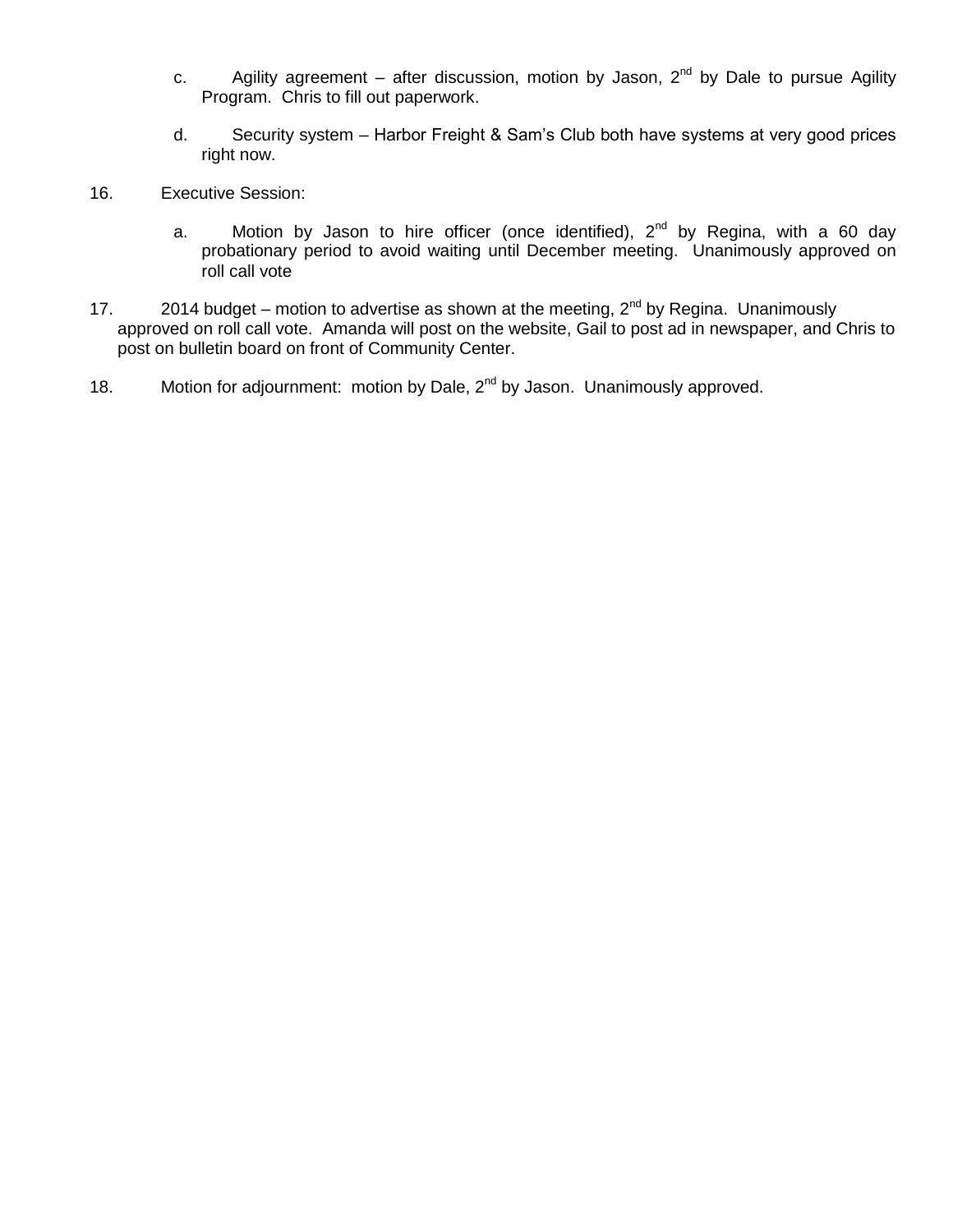c. Agility agreement – after discussion, motion by Jason, 2nd by Dale to pursue Agility Program. Chris to fill out paperwork.

d. Security system – Harbor Freight & Sam's Club both have systems at very good prices right now.

16. Executive Session:

    a. Motion by Jason to hire officer (once identified), 2nd by Regina, with a 60 day probationary period to avoid waiting until December meeting. Unanimously approved on roll call vote

17. 2014 budget – motion to advertise as shown at the meeting, 2nd by Regina. Unanimously approved on roll call vote. Amanda will post on the website, Gail to post ad in newspaper, and Chris to post on bulletin board on front of Community Center.

18. Motion for adjournment: motion by Dale, 2nd by Jason. Unanimously approved.